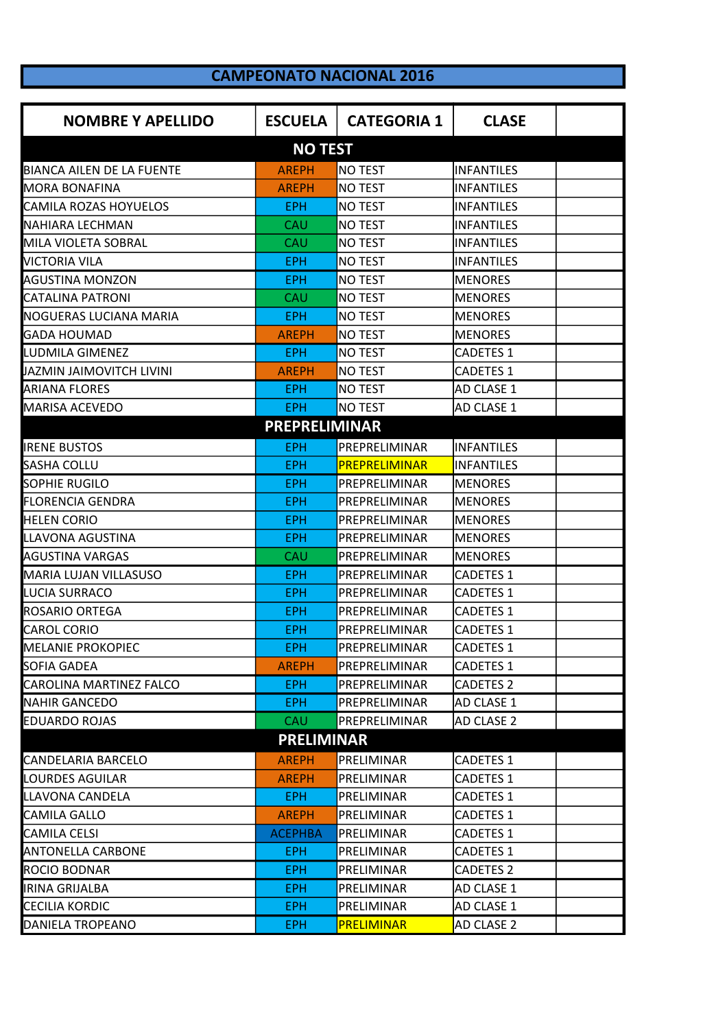# CAMPEONATO NACIONAL 2016

| NOMBRE Y APELLIDO | ESCUELA | CATEGORIA 1 | CLASE | |
|---|---|---|---|---|
| **NO TEST** | | | | |
| BIANCA AILEN DE LA FUENTE | AREPH | NO TEST | INFANTILES | |
| MORA BONAFINA | AREPH | NO TEST | INFANTILES | |
| CAMILA ROZAS HOYUELOS | EPH | NO TEST | INFANTILES | |
| NAHIARA LECHMAN | CAU | NO TEST | INFANTILES | |
| MILA VIOLETA SOBRAL | CAU | NO TEST | INFANTILES | |
| VICTORIA VILA | EPH | NO TEST | INFANTILES | |
| AGUSTINA MONZON | EPH | NO TEST | MENORES | |
| CATALINA PATRONI | CAU | NO TEST | MENORES | |
| NOGUERAS LUCIANA MARIA | EPH | NO TEST | MENORES | |
| GADA HOUMAD | AREPH | NO TEST | MENORES | |
| LUDMILA GIMENEZ | EPH | NO TEST | CADETES 1 | |
| JAZMIN JAIMOVITCH LIVINI | AREPH | NO TEST | CADETES 1 | |
| ARIANA FLORES | EPH | NO TEST | AD CLASE 1 | |
| MARISA ACEVEDO | EPH | NO TEST | AD CLASE 1 | |
| **PREPRELIMINAR** | | | | |
| IRENE BUSTOS | EPH | PREPRELIMINAR | INFANTILES | |
| SASHA COLLU | EPH | PREPRELIMINAR | INFANTILES | |
| SOPHIE RUGILO | EPH | PREPRELIMINAR | MENORES | |
| FLORENCIA GENDRA | EPH | PREPRELIMINAR | MENORES | |
| HELEN CORIO | EPH | PREPRELIMINAR | MENORES | |
| LLAVONA AGUSTINA | EPH | PREPRELIMINAR | MENORES | |
| AGUSTINA VARGAS | CAU | PREPRELIMINAR | MENORES | |
| MARIA LUJAN VILLASUSO | EPH | PREPRELIMINAR | CADETES 1 | |
| LUCIA SURRACO | EPH | PREPRELIMINAR | CADETES 1 | |
| ROSARIO ORTEGA | EPH | PREPRELIMINAR | CADETES 1 | |
| CAROL CORIO | EPH | PREPRELIMINAR | CADETES 1 | |
| MELANIE PROKOPIEC | EPH | PREPRELIMINAR | CADETES 1 | |
| SOFIA GADEA | AREPH | PREPRELIMINAR | CADETES 1 | |
| CAROLINA MARTINEZ FALCO | EPH | PREPRELIMINAR | CADETES 2 | |
| NAHIR GANCEDO | EPH | PREPRELIMINAR | AD CLASE 1 | |
| EDUARDO ROJAS | CAU | PREPRELIMINAR | AD CLASE 2 | |
| **PRELIMINAR** | | | | |
| CANDELARIA BARCELO | AREPH | PRELIMINAR | CADETES 1 | |
| LOURDES AGUILAR | AREPH | PRELIMINAR | CADETES 1 | |
| LLAVONA CANDELA | EPH | PRELIMINAR | CADETES 1 | |
| CAMILA GALLO | AREPH | PRELIMINAR | CADETES 1 | |
| CAMILA CELSI | ACEPHBA | PRELIMINAR | CADETES 1 | |
| ANTONELLA CARBONE | EPH | PRELIMINAR | CADETES 1 | |
| ROCIO BODNAR | EPH | PRELIMINAR | CADETES 2 | |
| IRINA GRIJALBA | EPH | PRELIMINAR | AD CLASE 1 | |
| CECILIA KORDIC | EPH | PRELIMINAR | AD CLASE 1 | |
| DANIELA TROPEANO | EPH | PRELIMINAR | AD CLASE 2 | |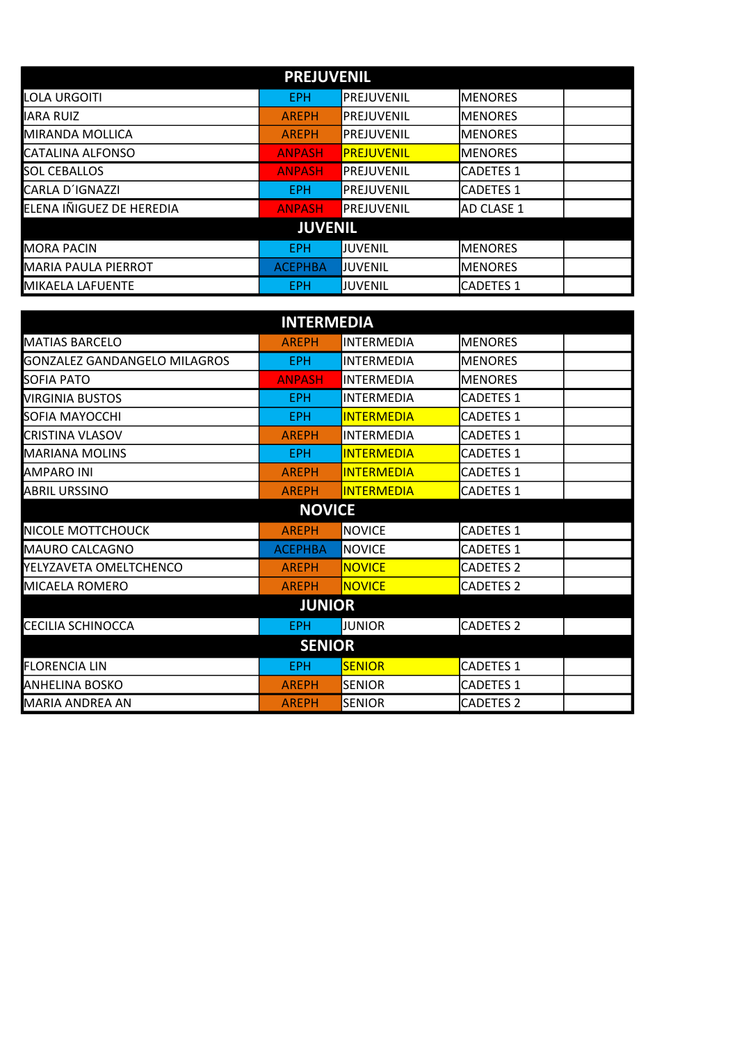| PREJUVENIL | | | | |
|---|---|---|---|---|
| LOLA URGOITI | EPH | PREJUVENIL | MENORES | |
| IARA RUIZ | AREPH | PREJUVENIL | MENORES | |
| MIRANDA MOLLICA | AREPH | PREJUVENIL | MENORES | |
| CATALINA ALFONSO | ANPASH | PREJUVENIL | MENORES | |
| SOL CEBALLOS | ANPASH | PREJUVENIL | CADETES 1 | |
| CARLA D´IGNAZZI | EPH | PREJUVENIL | CADETES 1 | |
| ELENA IÑIGUEZ DE HEREDIA | ANPASH | PREJUVENIL | AD CLASE 1 | |
| **JUVENIL** | | | | |
| MORA PACIN | EPH | JUVENIL | MENORES | |
| MARIA PAULA PIERROT | ACEPHBA | JUVENIL | MENORES | |
| MIKAELA LAFUENTE | EPH | JUVENIL | CADETES 1 | |

| INTERMEDIA | | | | |
|---|---|---|---|---|
| MATIAS BARCELO | AREPH | INTERMEDIA | MENORES | |
| GONZALEZ GANDANGELO MILAGROS | EPH | INTERMEDIA | MENORES | |
| SOFIA PATO | ANPASH | INTERMEDIA | MENORES | |
| VIRGINIA BUSTOS | EPH | INTERMEDIA | CADETES 1 | |
| SOFIA MAYOCCHI | EPH | INTERMEDIA | CADETES 1 | |
| CRISTINA VLASOV | AREPH | INTERMEDIA | CADETES 1 | |
| MARIANA MOLINS | EPH | INTERMEDIA | CADETES 1 | |
| AMPARO INI | AREPH | INTERMEDIA | CADETES 1 | |
| ABRIL URSSINO | AREPH | INTERMEDIA | CADETES 1 | |
| **NOVICE** | | | | |
| NICOLE MOTTCHOUCK | AREPH | NOVICE | CADETES 1 | |
| MAURO CALCAGNO | ACEPHBA | NOVICE | CADETES 1 | |
| YELYZAVETA OMELTCHENCO | AREPH | NOVICE | CADETES 2 | |
| MICAELA ROMERO | AREPH | NOVICE | CADETES 2 | |
| **JUNIOR** | | | | |
| CECILIA SCHINOCCA | EPH | JUNIOR | CADETES 2 | |
| **SENIOR** | | | | |
| FLORENCIA LIN | EPH | SENIOR | CADETES 1 | |
| ANHELINA BOSKO | AREPH | SENIOR | CADETES 1 | |
| MARIA ANDREA AN | AREPH | SENIOR | CADETES 2 | |